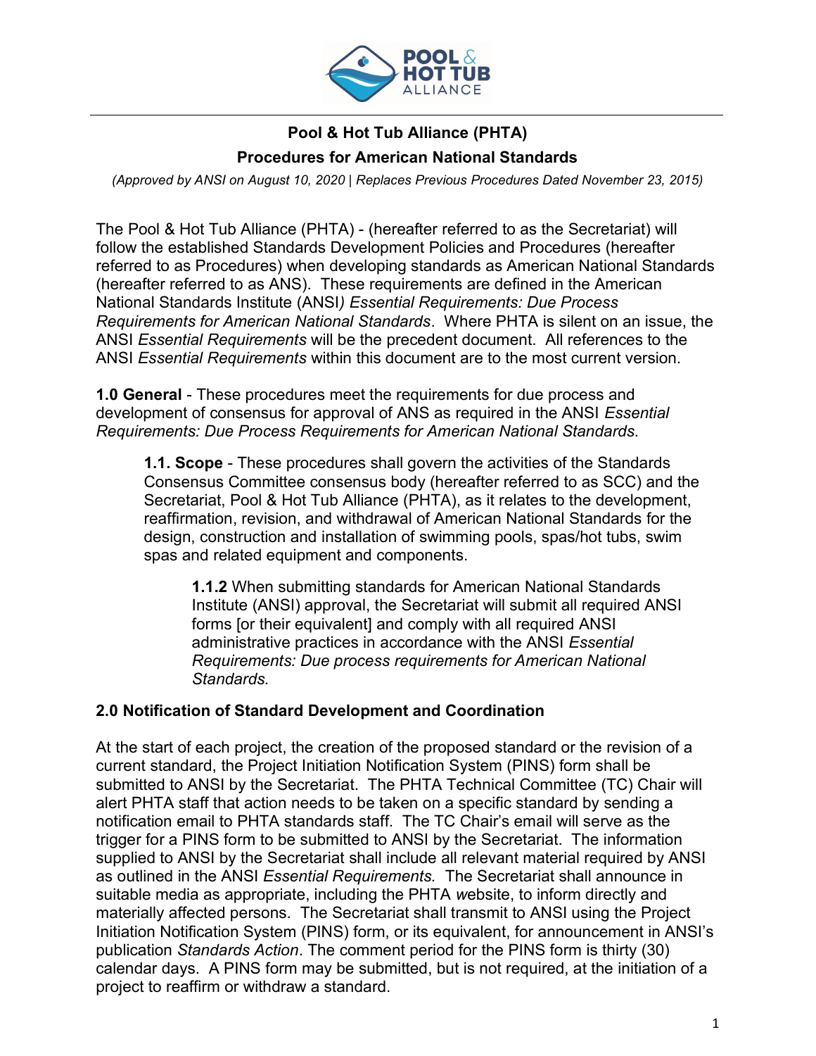**Pool & Hot Tub Alliance (PHTA)**

**Procedures for American National Standards**

*(Approved by ANSI on August 10, 2020 | Replaces Previous Procedures Dated November 23, 2015)*

The Pool & Hot Tub Alliance (PHTA) - (hereafter referred to as the Secretariat) will follow the established Standards Development Policies and Procedures (hereafter referred to as Procedures) when developing standards as American National Standards (hereafter referred to as ANS). These requirements are defined in the American National Standards Institute (ANSI*) Essential Requirements: Due Process Requirements for American National Standards*. Where PHTA is silent on an issue, the ANSI *Essential Requirements* will be the precedent document. All references to the ANSI *Essential Requirements* within this document are to the most current version.

**1.0 General** - These procedures meet the requirements for due process and development of consensus for approval of ANS as required in the ANSI *Essential Requirements: Due Process Requirements for American National Standards.*

**1.1. Scope** - These procedures shall govern the activities of the Standards Consensus Committee consensus body (hereafter referred to as SCC) and the Secretariat, Pool & Hot Tub Alliance (PHTA), as it relates to the development, reaffirmation, revision, and withdrawal of American National Standards for the design, construction and installation of swimming pools, spas/hot tubs, swim spas and related equipment and components.

**1.1.2** When submitting standards for American National Standards Institute (ANSI) approval, the Secretariat will submit all required ANSI forms [or their equivalent] and comply with all required ANSI administrative practices in accordance with the ANSI *Essential Requirements: Due process requirements for American National Standards.*

## 2.0 Notification of Standard Development and Coordination

At the start of each project, the creation of the proposed standard or the revision of a current standard, the Project Initiation Notification System (PINS) form shall be submitted to ANSI by the Secretariat. The PHTA Technical Committee (TC) Chair will alert PHTA staff that action needs to be taken on a specific standard by sending a notification email to PHTA standards staff. The TC Chair's email will serve as the trigger for a PINS form to be submitted to ANSI by the Secretariat. The information supplied to ANSI by the Secretariat shall include all relevant material required by ANSI as outlined in the ANSI *Essential Requirements.* The Secretariat shall announce in suitable media as appropriate, including the PHTA *w*ebsite, to inform directly and materially affected persons. The Secretariat shall transmit to ANSI using the Project Initiation Notification System (PINS) form, or its equivalent, for announcement in ANSI's publication *Standards Action*. The comment period for the PINS form is thirty (30) calendar days. A PINS form may be submitted, but is not required, at the initiation of a project to reaffirm or withdraw a standard.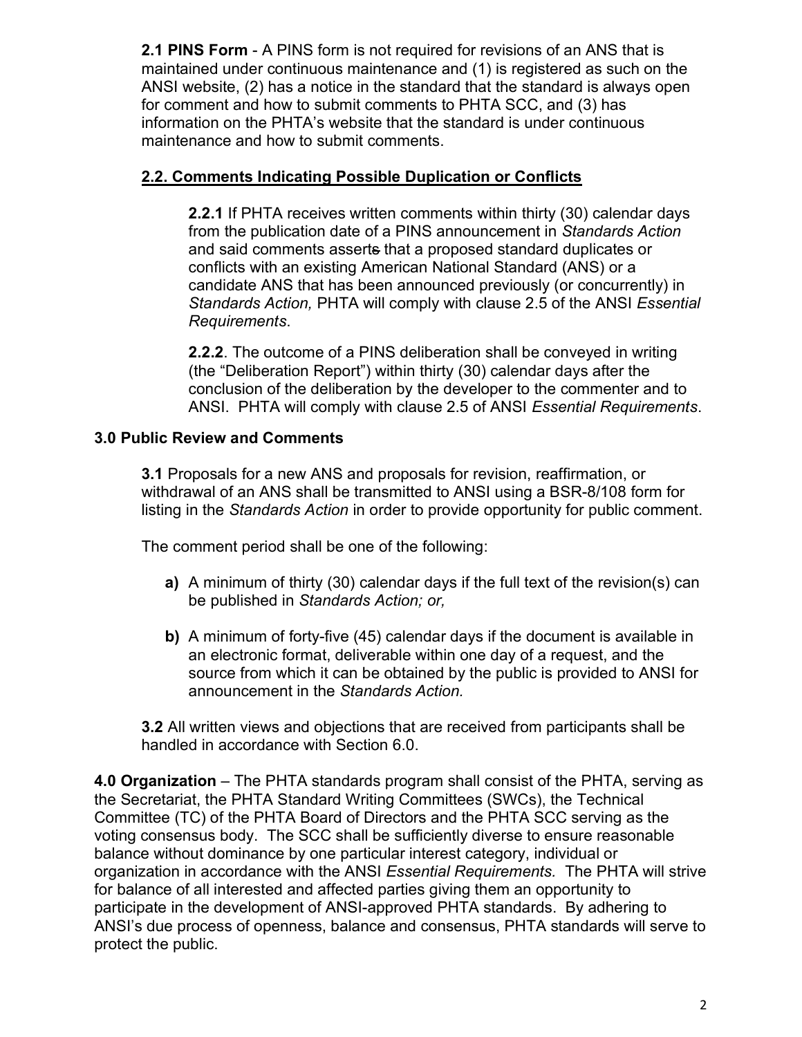**2.1 PINS Form** - A PINS form is not required for revisions of an ANS that is maintained under continuous maintenance and (1) is registered as such on the ANSI website, (2) has a notice in the standard that the standard is always open for comment and how to submit comments to PHTA SCC, and (3) has information on the PHTA's website that the standard is under continuous maintenance and how to submit comments.

**2.2. Comments Indicating Possible Duplication or Conflicts**

**2.2.1** If PHTA receives written comments within thirty (30) calendar days from the publication date of a PINS announcement in *Standards Action* and said comments asserts that a proposed standard duplicates or conflicts with an existing American National Standard (ANS) or a candidate ANS that has been announced previously (or concurrently) in *Standards Action,* PHTA will comply with clause 2.5 of the ANSI *Essential Requirements*.

**2.2.2**. The outcome of a PINS deliberation shall be conveyed in writing (the "Deliberation Report") within thirty (30) calendar days after the conclusion of the deliberation by the developer to the commenter and to ANSI. PHTA will comply with clause 2.5 of ANSI *Essential Requirements*.

**3.0 Public Review and Comments**

**3.1** Proposals for a new ANS and proposals for revision, reaffirmation, or withdrawal of an ANS shall be transmitted to ANSI using a BSR-8/108 form for listing in the *Standards Action* in order to provide opportunity for public comment.

The comment period shall be one of the following:

**a)** A minimum of thirty (30) calendar days if the full text of the revision(s) can be published in *Standards Action; or,*

**b)** A minimum of forty-five (45) calendar days if the document is available in an electronic format, deliverable within one day of a request, and the source from which it can be obtained by the public is provided to ANSI for announcement in the *Standards Action.*

**3.2** All written views and objections that are received from participants shall be handled in accordance with Section 6.0.

**4.0 Organization** – The PHTA standards program shall consist of the PHTA, serving as the Secretariat, the PHTA Standard Writing Committees (SWCs), the Technical Committee (TC) of the PHTA Board of Directors and the PHTA SCC serving as the voting consensus body. The SCC shall be sufficiently diverse to ensure reasonable balance without dominance by one particular interest category, individual or organization in accordance with the ANSI *Essential Requirements.* The PHTA will strive for balance of all interested and affected parties giving them an opportunity to participate in the development of ANSI-approved PHTA standards. By adhering to ANSI's due process of openness, balance and consensus, PHTA standards will serve to protect the public.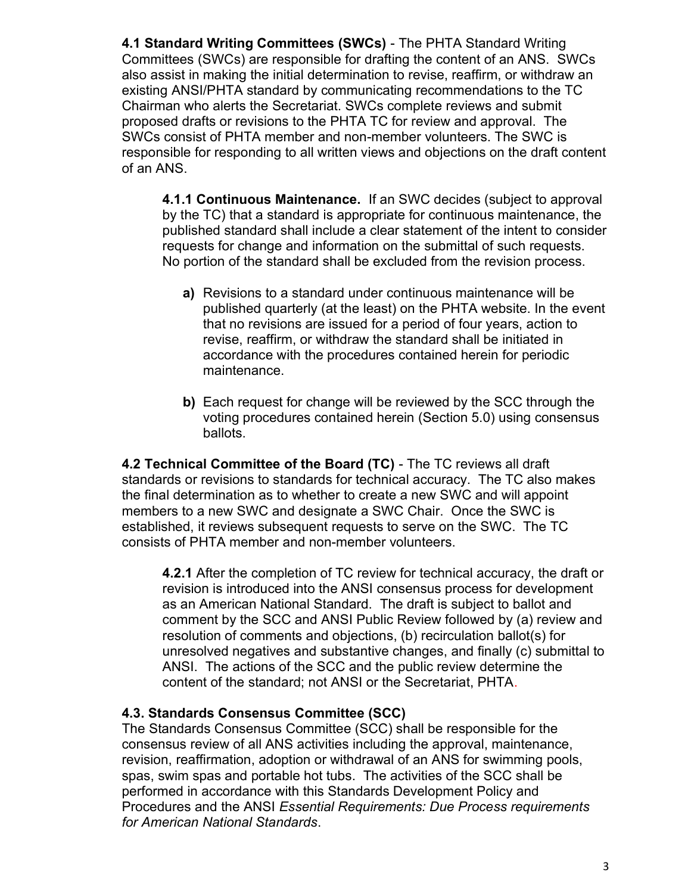**4.1 Standard Writing Committees (SWCs)** - The PHTA Standard Writing Committees (SWCs) are responsible for drafting the content of an ANS. SWCs also assist in making the initial determination to revise, reaffirm, or withdraw an existing ANSI/PHTA standard by communicating recommendations to the TC Chairman who alerts the Secretariat. SWCs complete reviews and submit proposed drafts or revisions to the PHTA TC for review and approval. The SWCs consist of PHTA member and non-member volunteers. The SWC is responsible for responding to all written views and objections on the draft content of an ANS.

**4.1.1 Continuous Maintenance.** If an SWC decides (subject to approval by the TC) that a standard is appropriate for continuous maintenance, the published standard shall include a clear statement of the intent to consider requests for change and information on the submittal of such requests. No portion of the standard shall be excluded from the revision process.

**a)** Revisions to a standard under continuous maintenance will be published quarterly (at the least) on the PHTA website. In the event that no revisions are issued for a period of four years, action to revise, reaffirm, or withdraw the standard shall be initiated in accordance with the procedures contained herein for periodic maintenance.

**b)** Each request for change will be reviewed by the SCC through the voting procedures contained herein (Section 5.0) using consensus ballots.

**4.2 Technical Committee of the Board (TC)** - The TC reviews all draft standards or revisions to standards for technical accuracy. The TC also makes the final determination as to whether to create a new SWC and will appoint members to a new SWC and designate a SWC Chair. Once the SWC is established, it reviews subsequent requests to serve on the SWC. The TC consists of PHTA member and non-member volunteers.

**4.2.1** After the completion of TC review for technical accuracy, the draft or revision is introduced into the ANSI consensus process for development as an American National Standard. The draft is subject to ballot and comment by the SCC and ANSI Public Review followed by (a) review and resolution of comments and objections, (b) recirculation ballot(s) for unresolved negatives and substantive changes, and finally (c) submittal to ANSI. The actions of the SCC and the public review determine the content of the standard; not ANSI or the Secretariat, PHTA.

**4.3. Standards Consensus Committee (SCC)**

The Standards Consensus Committee (SCC) shall be responsible for the consensus review of all ANS activities including the approval, maintenance, revision, reaffirmation, adoption or withdrawal of an ANS for swimming pools, spas, swim spas and portable hot tubs. The activities of the SCC shall be performed in accordance with this Standards Development Policy and Procedures and the ANSI *Essential Requirements: Due Process requirements for American National Standards*.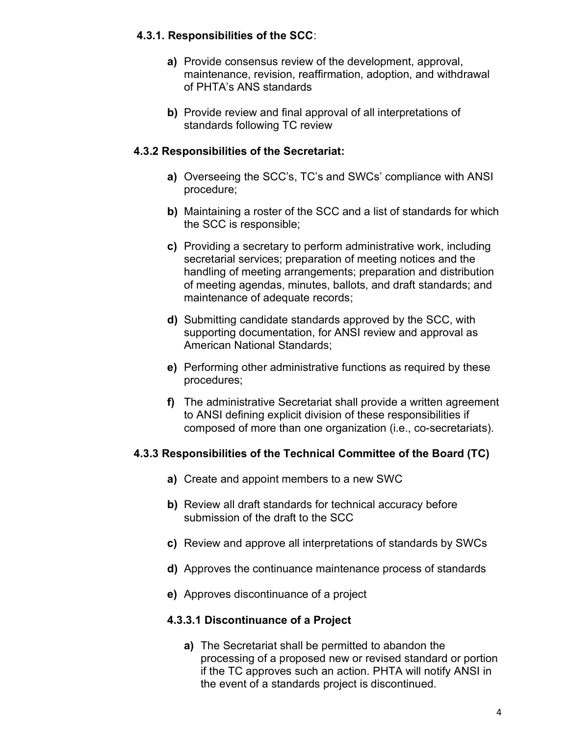#### 4.3.1. Responsibilities of the SCC:

**a)** Provide consensus review of the development, approval, maintenance, revision, reaffirmation, adoption, and withdrawal of PHTA's ANS standards

**b)** Provide review and final approval of all interpretations of standards following TC review

#### 4.3.2 Responsibilities of the Secretariat:

**a)** Overseeing the SCC's, TC's and SWCs' compliance with ANSI procedure;

**b)** Maintaining a roster of the SCC and a list of standards for which the SCC is responsible;

**c)** Providing a secretary to perform administrative work, including secretarial services; preparation of meeting notices and the handling of meeting arrangements; preparation and distribution of meeting agendas, minutes, ballots, and draft standards; and maintenance of adequate records;

**d)** Submitting candidate standards approved by the SCC, with supporting documentation, for ANSI review and approval as American National Standards;

**e)** Performing other administrative functions as required by these procedures;

**f)** The administrative Secretariat shall provide a written agreement to ANSI defining explicit division of these responsibilities if composed of more than one organization (i.e., co-secretariats).

#### 4.3.3 Responsibilities of the Technical Committee of the Board (TC)

**a)** Create and appoint members to a new SWC

**b)** Review all draft standards for technical accuracy before submission of the draft to the SCC

**c)** Review and approve all interpretations of standards by SWCs

**d)** Approves the continuance maintenance process of standards

**e)** Approves discontinuance of a project

##### 4.3.3.1 Discontinuance of a Project

**a)** The Secretariat shall be permitted to abandon the processing of a proposed new or revised standard or portion if the TC approves such an action. PHTA will notify ANSI in the event of a standards project is discontinued.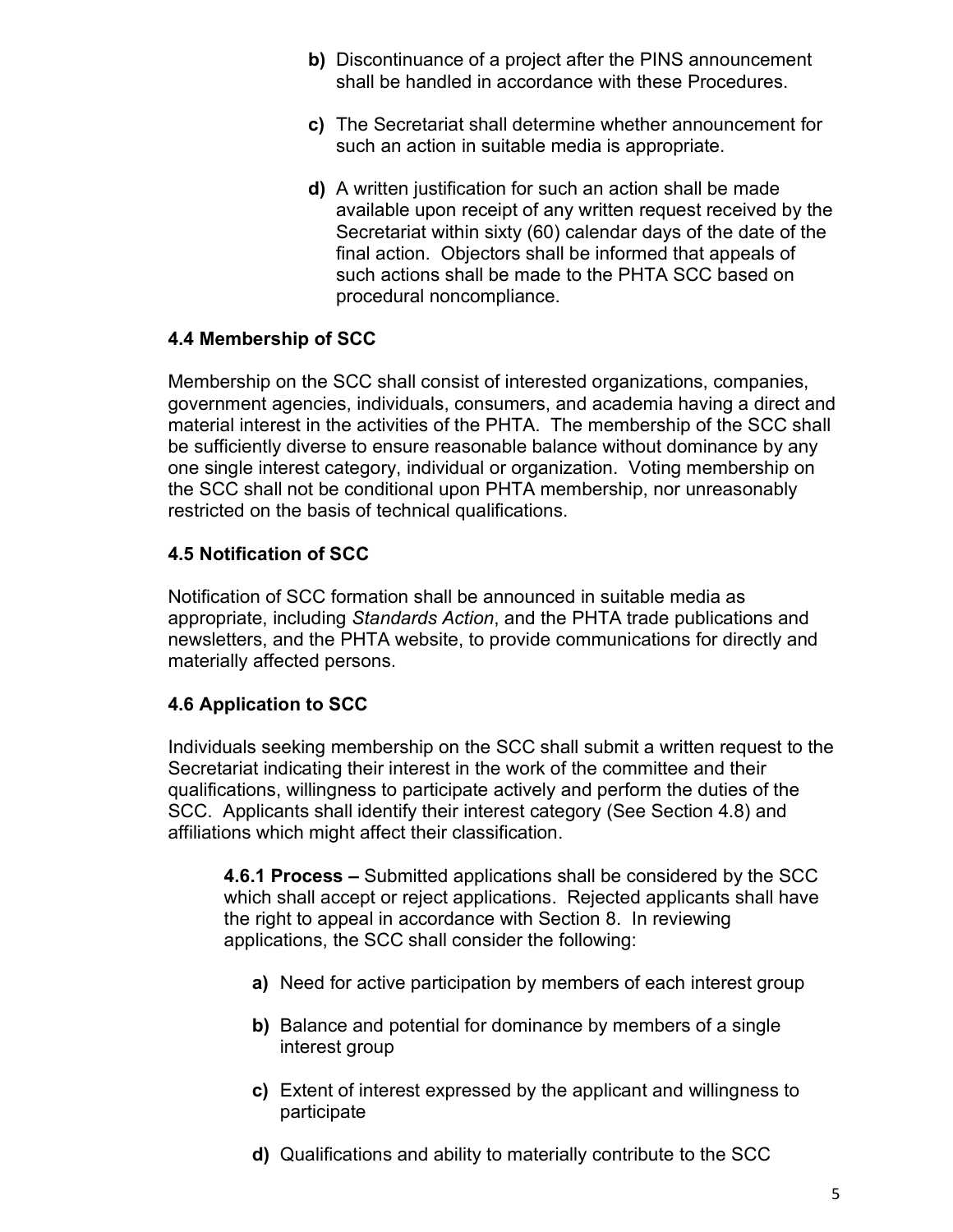**b)** Discontinuance of a project after the PINS announcement shall be handled in accordance with these Procedures.

**c)** The Secretariat shall determine whether announcement for such an action in suitable media is appropriate.

**d)** A written justification for such an action shall be made available upon receipt of any written request received by the Secretariat within sixty (60) calendar days of the date of the final action. Objectors shall be informed that appeals of such actions shall be made to the PHTA SCC based on procedural noncompliance.

### 4.4 Membership of SCC

Membership on the SCC shall consist of interested organizations, companies, government agencies, individuals, consumers, and academia having a direct and material interest in the activities of the PHTA. The membership of the SCC shall be sufficiently diverse to ensure reasonable balance without dominance by any one single interest category, individual or organization. Voting membership on the SCC shall not be conditional upon PHTA membership, nor unreasonably restricted on the basis of technical qualifications.

### 4.5 Notification of SCC

Notification of SCC formation shall be announced in suitable media as appropriate, including *Standards Action*, and the PHTA trade publications and newsletters, and the PHTA website, to provide communications for directly and materially affected persons.

### 4.6 Application to SCC

Individuals seeking membership on the SCC shall submit a written request to the Secretariat indicating their interest in the work of the committee and their qualifications, willingness to participate actively and perform the duties of the SCC. Applicants shall identify their interest category (See Section 4.8) and affiliations which might affect their classification.

**4.6.1 Process –** Submitted applications shall be considered by the SCC which shall accept or reject applications. Rejected applicants shall have the right to appeal in accordance with Section 8. In reviewing applications, the SCC shall consider the following:

**a)** Need for active participation by members of each interest group

**b)** Balance and potential for dominance by members of a single interest group

**c)** Extent of interest expressed by the applicant and willingness to participate

**d)** Qualifications and ability to materially contribute to the SCC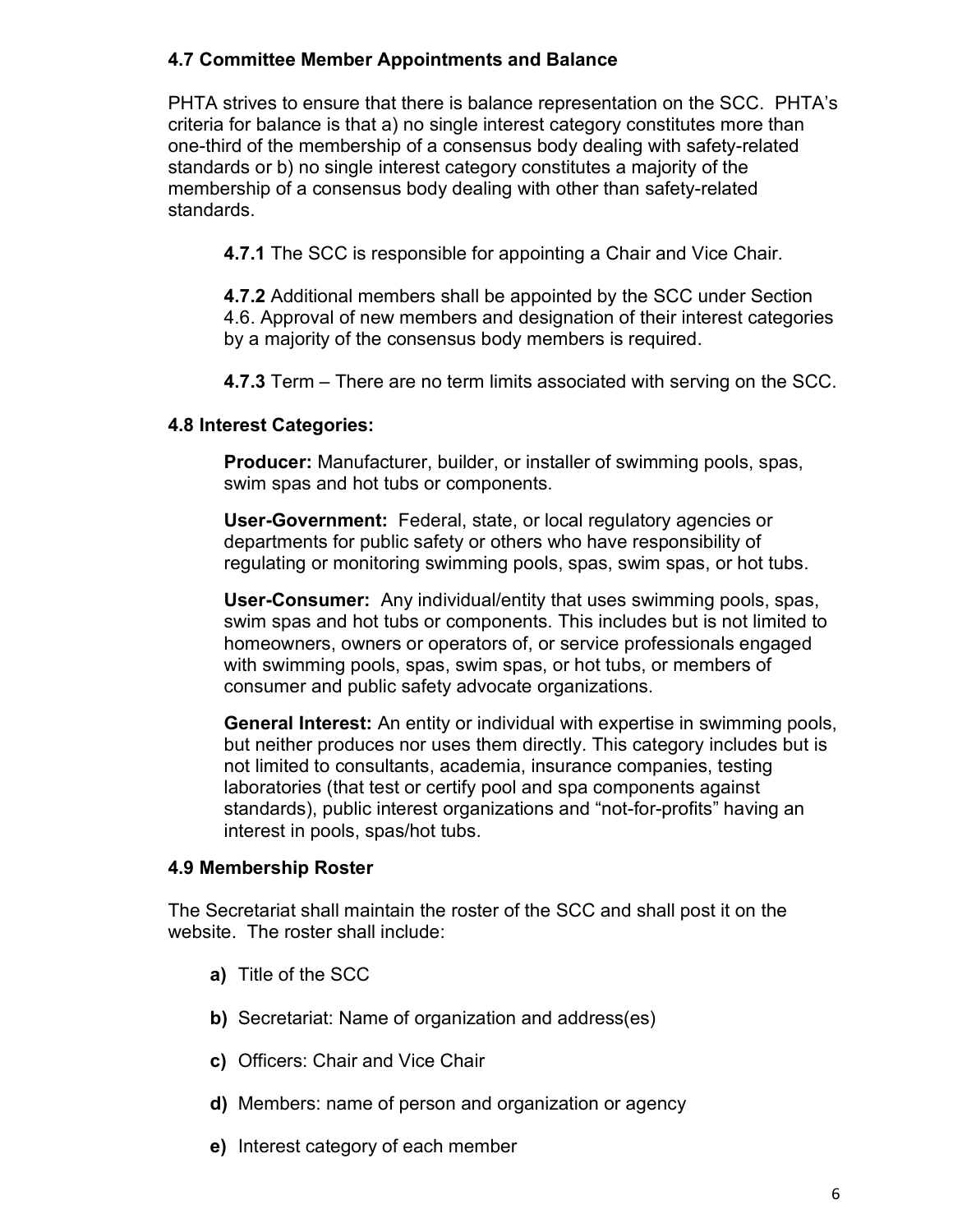### 4.7 Committee Member Appointments and Balance

PHTA strives to ensure that there is balance representation on the SCC. PHTA's criteria for balance is that a) no single interest category constitutes more than one-third of the membership of a consensus body dealing with safety-related standards or b) no single interest category constitutes a majority of the membership of a consensus body dealing with other than safety-related standards.

**4.7.1** The SCC is responsible for appointing a Chair and Vice Chair.

**4.7.2** Additional members shall be appointed by the SCC under Section 4.6. Approval of new members and designation of their interest categories by a majority of the consensus body members is required.

**4.7.3** Term – There are no term limits associated with serving on the SCC.

### 4.8 Interest Categories:

**Producer:** Manufacturer, builder, or installer of swimming pools, spas, swim spas and hot tubs or components.

**User-Government:** Federal, state, or local regulatory agencies or departments for public safety or others who have responsibility of regulating or monitoring swimming pools, spas, swim spas, or hot tubs.

**User-Consumer:** Any individual/entity that uses swimming pools, spas, swim spas and hot tubs or components. This includes but is not limited to homeowners, owners or operators of, or service professionals engaged with swimming pools, spas, swim spas, or hot tubs, or members of consumer and public safety advocate organizations.

**General Interest:** An entity or individual with expertise in swimming pools, but neither produces nor uses them directly. This category includes but is not limited to consultants, academia, insurance companies, testing laboratories (that test or certify pool and spa components against standards), public interest organizations and "not-for-profits" having an interest in pools, spas/hot tubs.

### 4.9 Membership Roster

The Secretariat shall maintain the roster of the SCC and shall post it on the website. The roster shall include:

**a)** Title of the SCC

**b)** Secretariat: Name of organization and address(es)

**c)** Officers: Chair and Vice Chair

**d)** Members: name of person and organization or agency

**e)** Interest category of each member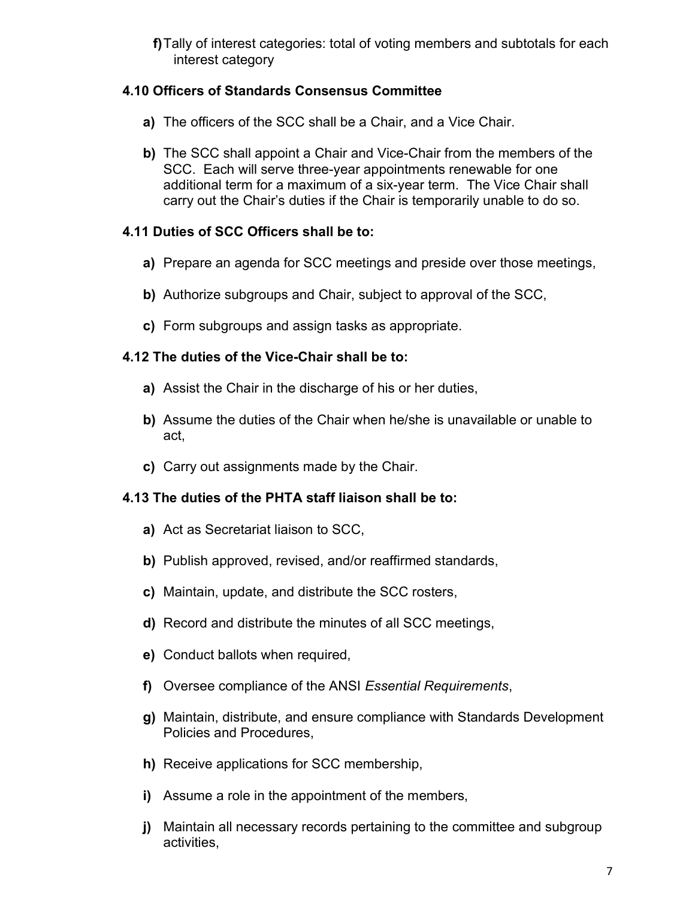**f)** Tally of interest categories: total of voting members and subtotals for each interest category

### 4.10 Officers of Standards Consensus Committee

**a)** The officers of the SCC shall be a Chair, and a Vice Chair.

**b)** The SCC shall appoint a Chair and Vice-Chair from the members of the SCC. Each will serve three-year appointments renewable for one additional term for a maximum of a six-year term. The Vice Chair shall carry out the Chair's duties if the Chair is temporarily unable to do so.

### 4.11 Duties of SCC Officers shall be to:

**a)** Prepare an agenda for SCC meetings and preside over those meetings,

**b)** Authorize subgroups and Chair, subject to approval of the SCC,

**c)** Form subgroups and assign tasks as appropriate.

### 4.12 The duties of the Vice-Chair shall be to:

**a)** Assist the Chair in the discharge of his or her duties,

**b)** Assume the duties of the Chair when he/she is unavailable or unable to act,

**c)** Carry out assignments made by the Chair.

### 4.13 The duties of the PHTA staff liaison shall be to:

**a)** Act as Secretariat liaison to SCC,

**b)** Publish approved, revised, and/or reaffirmed standards,

**c)** Maintain, update, and distribute the SCC rosters,

**d)** Record and distribute the minutes of all SCC meetings,

**e)** Conduct ballots when required,

**f)** Oversee compliance of the ANSI *Essential Requirements*,

**g)** Maintain, distribute, and ensure compliance with Standards Development Policies and Procedures,

**h)** Receive applications for SCC membership,

**i)** Assume a role in the appointment of the members,

**j)** Maintain all necessary records pertaining to the committee and subgroup activities,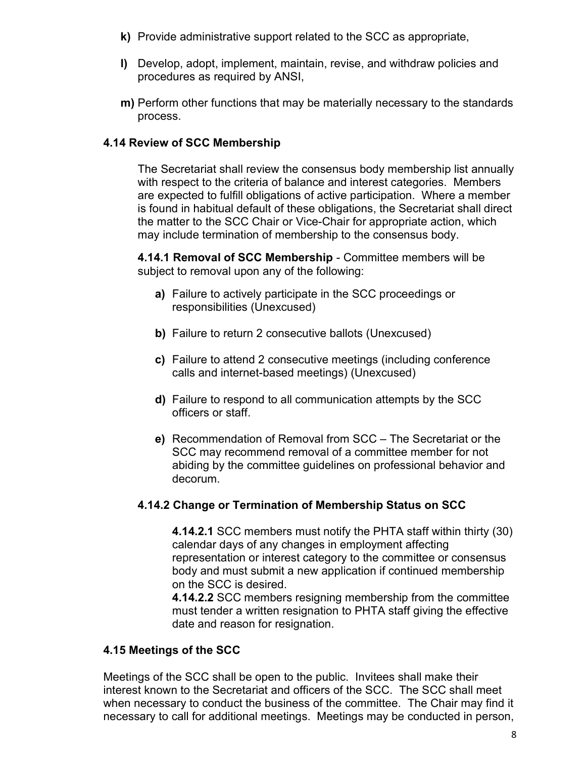**k)** Provide administrative support related to the SCC as appropriate,

**l)** Develop, adopt, implement, maintain, revise, and withdraw policies and procedures as required by ANSI,

**m)** Perform other functions that may be materially necessary to the standards process.

### 4.14 Review of SCC Membership

The Secretariat shall review the consensus body membership list annually with respect to the criteria of balance and interest categories. Members are expected to fulfill obligations of active participation. Where a member is found in habitual default of these obligations, the Secretariat shall direct the matter to the SCC Chair or Vice-Chair for appropriate action, which may include termination of membership to the consensus body.

**4.14.1 Removal of SCC Membership** - Committee members will be subject to removal upon any of the following:

**a)** Failure to actively participate in the SCC proceedings or responsibilities (Unexcused)

**b)** Failure to return 2 consecutive ballots (Unexcused)

**c)** Failure to attend 2 consecutive meetings (including conference calls and internet-based meetings) (Unexcused)

**d)** Failure to respond to all communication attempts by the SCC officers or staff.

**e)** Recommendation of Removal from SCC – The Secretariat or the SCC may recommend removal of a committee member for not abiding by the committee guidelines on professional behavior and decorum.

#### 4.14.2 Change or Termination of Membership Status on SCC

**4.14.2.1** SCC members must notify the PHTA staff within thirty (30) calendar days of any changes in employment affecting representation or interest category to the committee or consensus body and must submit a new application if continued membership on the SCC is desired.

**4.14.2.2** SCC members resigning membership from the committee must tender a written resignation to PHTA staff giving the effective date and reason for resignation.

### 4.15 Meetings of the SCC

Meetings of the SCC shall be open to the public. Invitees shall make their interest known to the Secretariat and officers of the SCC. The SCC shall meet when necessary to conduct the business of the committee. The Chair may find it necessary to call for additional meetings. Meetings may be conducted in person,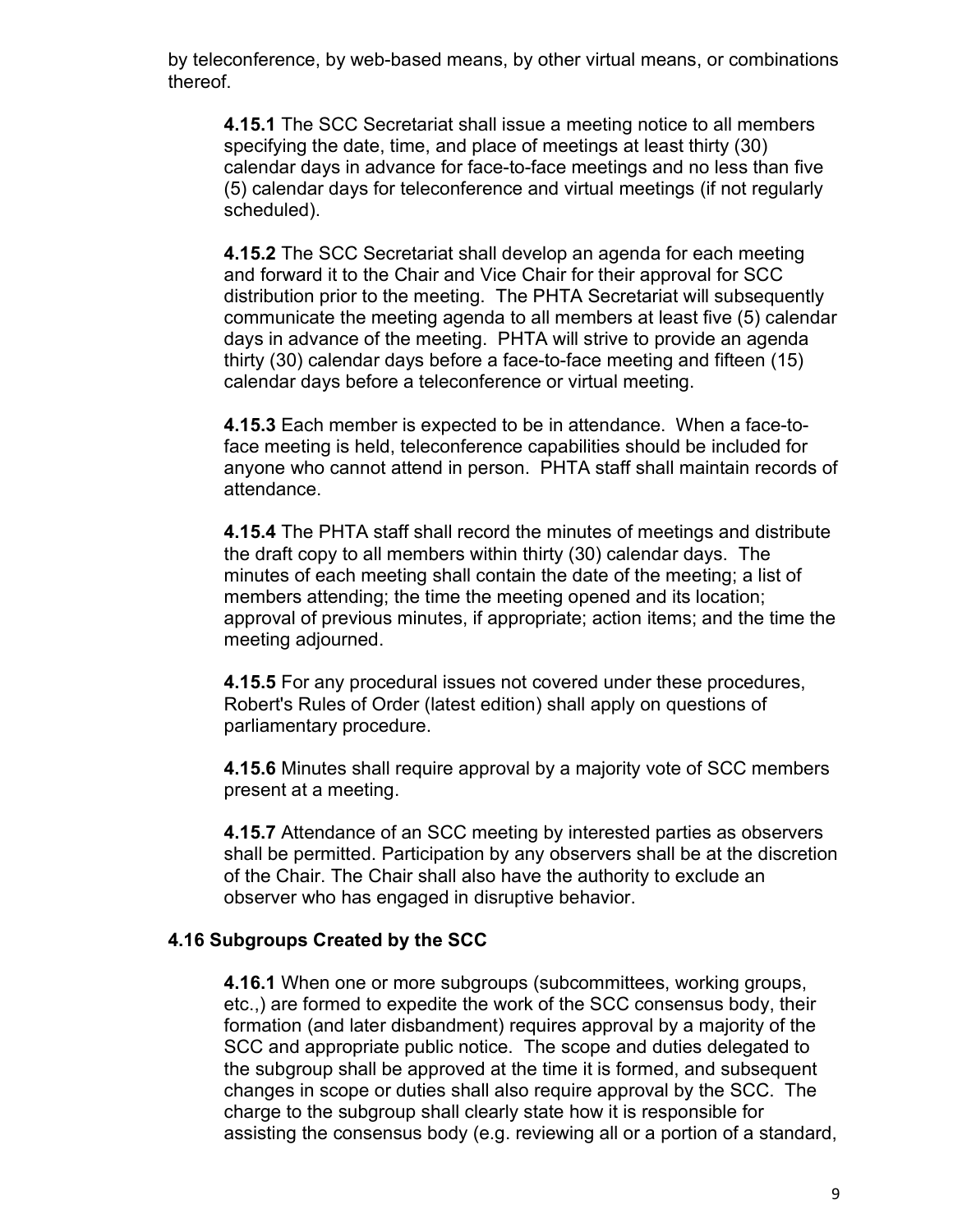by teleconference, by web-based means, by other virtual means, or combinations thereof.

**4.15.1** The SCC Secretariat shall issue a meeting notice to all members specifying the date, time, and place of meetings at least thirty (30) calendar days in advance for face-to-face meetings and no less than five (5) calendar days for teleconference and virtual meetings (if not regularly scheduled).

**4.15.2** The SCC Secretariat shall develop an agenda for each meeting and forward it to the Chair and Vice Chair for their approval for SCC distribution prior to the meeting. The PHTA Secretariat will subsequently communicate the meeting agenda to all members at least five (5) calendar days in advance of the meeting. PHTA will strive to provide an agenda thirty (30) calendar days before a face-to-face meeting and fifteen (15) calendar days before a teleconference or virtual meeting.

**4.15.3** Each member is expected to be in attendance. When a face-to-face meeting is held, teleconference capabilities should be included for anyone who cannot attend in person. PHTA staff shall maintain records of attendance.

**4.15.4** The PHTA staff shall record the minutes of meetings and distribute the draft copy to all members within thirty (30) calendar days. The minutes of each meeting shall contain the date of the meeting; a list of members attending; the time the meeting opened and its location; approval of previous minutes, if appropriate; action items; and the time the meeting adjourned.

**4.15.5** For any procedural issues not covered under these procedures, Robert's Rules of Order (latest edition) shall apply on questions of parliamentary procedure.

**4.15.6** Minutes shall require approval by a majority vote of SCC members present at a meeting.

**4.15.7** Attendance of an SCC meeting by interested parties as observers shall be permitted. Participation by any observers shall be at the discretion of the Chair. The Chair shall also have the authority to exclude an observer who has engaged in disruptive behavior.

### 4.16 Subgroups Created by the SCC

**4.16.1** When one or more subgroups (subcommittees, working groups, etc.,) are formed to expedite the work of the SCC consensus body, their formation (and later disbandment) requires approval by a majority of the SCC and appropriate public notice. The scope and duties delegated to the subgroup shall be approved at the time it is formed, and subsequent changes in scope or duties shall also require approval by the SCC. The charge to the subgroup shall clearly state how it is responsible for assisting the consensus body (e.g. reviewing all or a portion of a standard,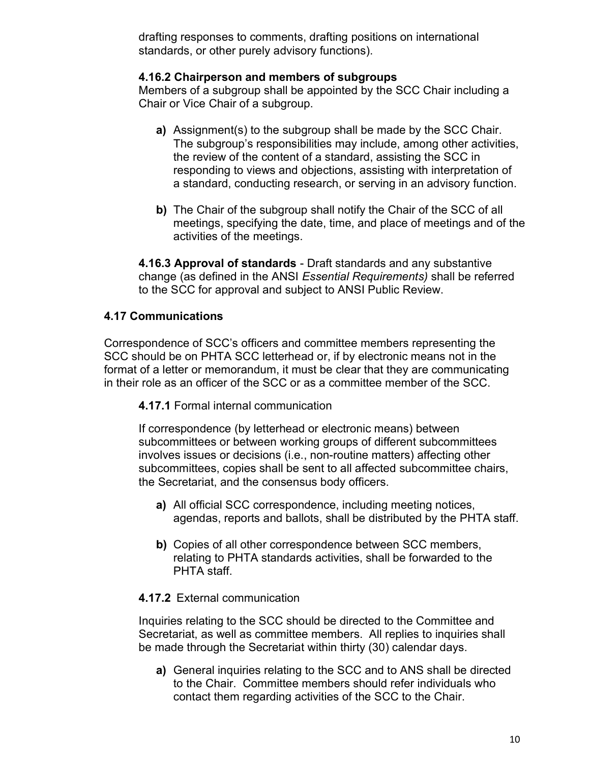drafting responses to comments, drafting positions on international standards, or other purely advisory functions).

**4.16.2 Chairperson and members of subgroups**

Members of a subgroup shall be appointed by the SCC Chair including a Chair or Vice Chair of a subgroup.

**a)** Assignment(s) to the subgroup shall be made by the SCC Chair. The subgroup's responsibilities may include, among other activities, the review of the content of a standard, assisting the SCC in responding to views and objections, assisting with interpretation of a standard, conducting research, or serving in an advisory function.

**b)** The Chair of the subgroup shall notify the Chair of the SCC of all meetings, specifying the date, time, and place of meetings and of the activities of the meetings.

**4.16.3 Approval of standards** - Draft standards and any substantive change (as defined in the ANSI *Essential Requirements)* shall be referred to the SCC for approval and subject to ANSI Public Review.

### 4.17 Communications

Correspondence of SCC's officers and committee members representing the SCC should be on PHTA SCC letterhead or, if by electronic means not in the format of a letter or memorandum, it must be clear that they are communicating in their role as an officer of the SCC or as a committee member of the SCC.

**4.17.1** Formal internal communication

If correspondence (by letterhead or electronic means) between subcommittees or between working groups of different subcommittees involves issues or decisions (i.e., non-routine matters) affecting other subcommittees, copies shall be sent to all affected subcommittee chairs, the Secretariat, and the consensus body officers.

**a)** All official SCC correspondence, including meeting notices, agendas, reports and ballots, shall be distributed by the PHTA staff.

**b)** Copies of all other correspondence between SCC members, relating to PHTA standards activities, shall be forwarded to the PHTA staff.

**4.17.2** External communication

Inquiries relating to the SCC should be directed to the Committee and Secretariat, as well as committee members. All replies to inquiries shall be made through the Secretariat within thirty (30) calendar days.

**a)** General inquiries relating to the SCC and to ANS shall be directed to the Chair. Committee members should refer individuals who contact them regarding activities of the SCC to the Chair.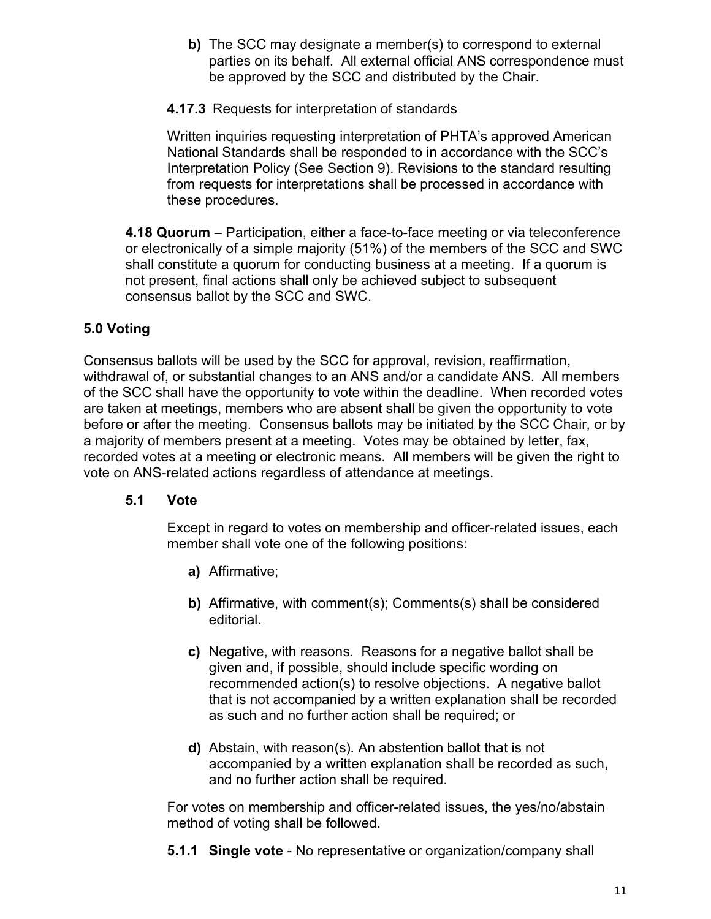**b)** The SCC may designate a member(s) to correspond to external parties on its behalf. All external official ANS correspondence must be approved by the SCC and distributed by the Chair.

**4.17.3** Requests for interpretation of standards

Written inquiries requesting interpretation of PHTA's approved American National Standards shall be responded to in accordance with the SCC's Interpretation Policy (See Section 9). Revisions to the standard resulting from requests for interpretations shall be processed in accordance with these procedures.

**4.18 Quorum** – Participation, either a face-to-face meeting or via teleconference or electronically of a simple majority (51%) of the members of the SCC and SWC shall constitute a quorum for conducting business at a meeting. If a quorum is not present, final actions shall only be achieved subject to subsequent consensus ballot by the SCC and SWC.

## 5.0 Voting

Consensus ballots will be used by the SCC for approval, revision, reaffirmation, withdrawal of, or substantial changes to an ANS and/or a candidate ANS. All members of the SCC shall have the opportunity to vote within the deadline. When recorded votes are taken at meetings, members who are absent shall be given the opportunity to vote before or after the meeting. Consensus ballots may be initiated by the SCC Chair, or by a majority of members present at a meeting. Votes may be obtained by letter, fax, recorded votes at a meeting or electronic means. All members will be given the right to vote on ANS-related actions regardless of attendance at meetings.

### 5.1 Vote

Except in regard to votes on membership and officer-related issues, each member shall vote one of the following positions:

**a)** Affirmative;

**b)** Affirmative, with comment(s); Comments(s) shall be considered editorial.

**c)** Negative, with reasons. Reasons for a negative ballot shall be given and, if possible, should include specific wording on recommended action(s) to resolve objections. A negative ballot that is not accompanied by a written explanation shall be recorded as such and no further action shall be required; or

**d)** Abstain, with reason(s). An abstention ballot that is not accompanied by a written explanation shall be recorded as such, and no further action shall be required.

For votes on membership and officer-related issues, the yes/no/abstain method of voting shall be followed.

**5.1.1 Single vote** - No representative or organization/company shall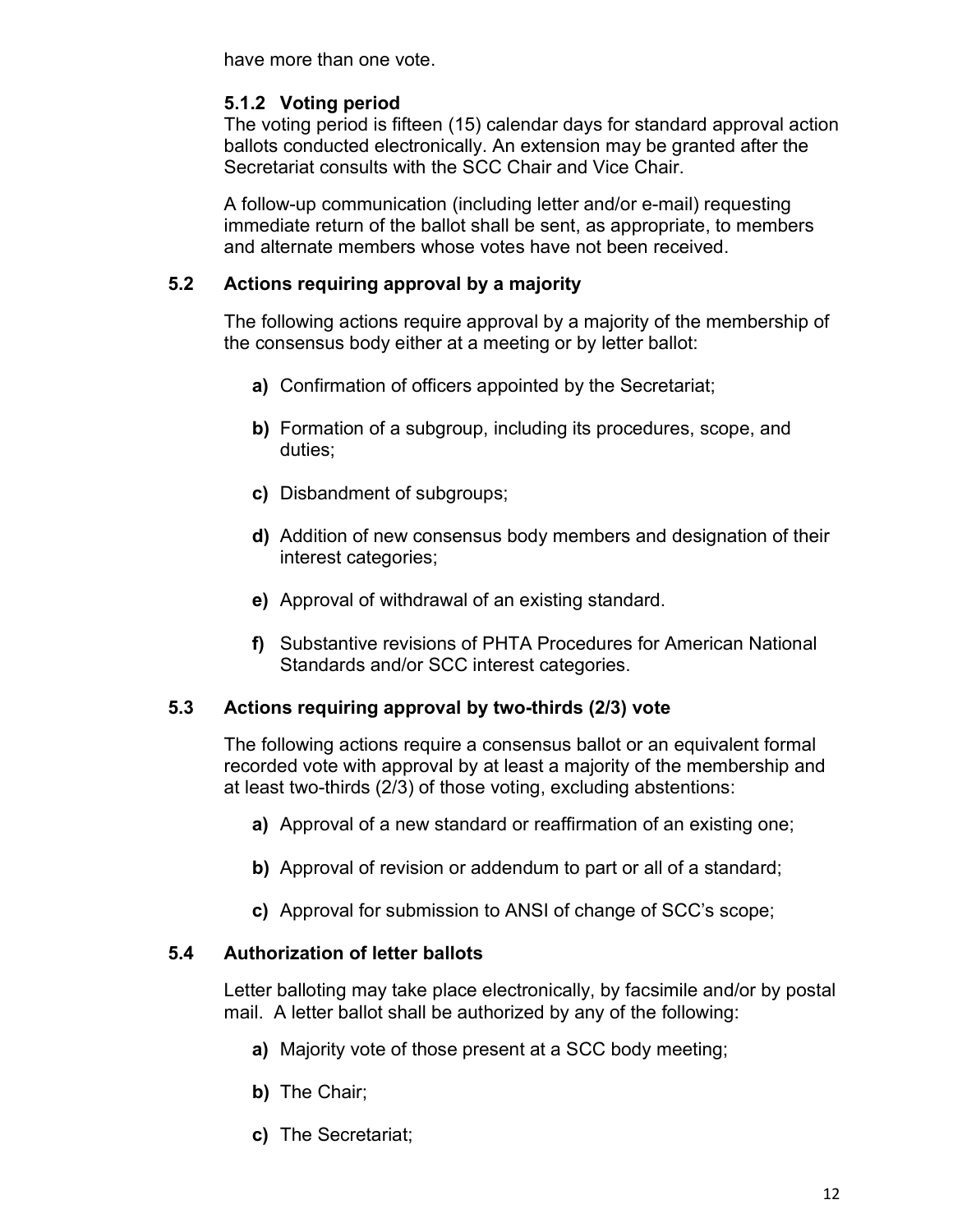have more than one vote.

#### 5.1.2 Voting period

The voting period is fifteen (15) calendar days for standard approval action ballots conducted electronically. An extension may be granted after the Secretariat consults with the SCC Chair and Vice Chair.

A follow-up communication (including letter and/or e-mail) requesting immediate return of the ballot shall be sent, as appropriate, to members and alternate members whose votes have not been received.

### 5.2 Actions requiring approval by a majority

The following actions require approval by a majority of the membership of the consensus body either at a meeting or by letter ballot:

**a)** Confirmation of officers appointed by the Secretariat;

**b)** Formation of a subgroup, including its procedures, scope, and duties;

**c)** Disbandment of subgroups;

**d)** Addition of new consensus body members and designation of their interest categories;

**e)** Approval of withdrawal of an existing standard.

**f)** Substantive revisions of PHTA Procedures for American National Standards and/or SCC interest categories.

### 5.3 Actions requiring approval by two-thirds (2/3) vote

The following actions require a consensus ballot or an equivalent formal recorded vote with approval by at least a majority of the membership and at least two-thirds (2/3) of those voting, excluding abstentions:

**a)** Approval of a new standard or reaffirmation of an existing one;

**b)** Approval of revision or addendum to part or all of a standard;

**c)** Approval for submission to ANSI of change of SCC's scope;

### 5.4 Authorization of letter ballots

Letter balloting may take place electronically, by facsimile and/or by postal mail. A letter ballot shall be authorized by any of the following:

**a)** Majority vote of those present at a SCC body meeting;

**b)** The Chair;

**c)** The Secretariat;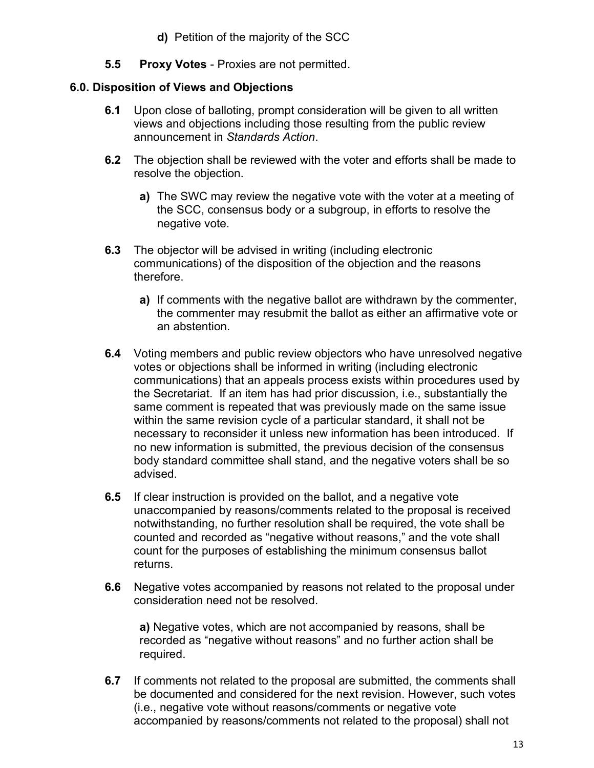**d)** Petition of the majority of the SCC

**5.5 Proxy Votes** - Proxies are not permitted.

## 6.0. Disposition of Views and Objections

**6.1** Upon close of balloting, prompt consideration will be given to all written views and objections including those resulting from the public review announcement in *Standards Action*.

**6.2** The objection shall be reviewed with the voter and efforts shall be made to resolve the objection.

**a)** The SWC may review the negative vote with the voter at a meeting of the SCC, consensus body or a subgroup, in efforts to resolve the negative vote.

**6.3** The objector will be advised in writing (including electronic communications) of the disposition of the objection and the reasons therefore.

**a)** If comments with the negative ballot are withdrawn by the commenter, the commenter may resubmit the ballot as either an affirmative vote or an abstention.

**6.4** Voting members and public review objectors who have unresolved negative votes or objections shall be informed in writing (including electronic communications) that an appeals process exists within procedures used by the Secretariat. If an item has had prior discussion, i.e., substantially the same comment is repeated that was previously made on the same issue within the same revision cycle of a particular standard, it shall not be necessary to reconsider it unless new information has been introduced. If no new information is submitted, the previous decision of the consensus body standard committee shall stand, and the negative voters shall be so advised.

**6.5** If clear instruction is provided on the ballot, and a negative vote unaccompanied by reasons/comments related to the proposal is received notwithstanding, no further resolution shall be required, the vote shall be counted and recorded as "negative without reasons," and the vote shall count for the purposes of establishing the minimum consensus ballot returns.

**6.6** Negative votes accompanied by reasons not related to the proposal under consideration need not be resolved.

**a)** Negative votes, which are not accompanied by reasons, shall be recorded as "negative without reasons" and no further action shall be required.

**6.7** If comments not related to the proposal are submitted, the comments shall be documented and considered for the next revision. However, such votes (i.e., negative vote without reasons/comments or negative vote accompanied by reasons/comments not related to the proposal) shall not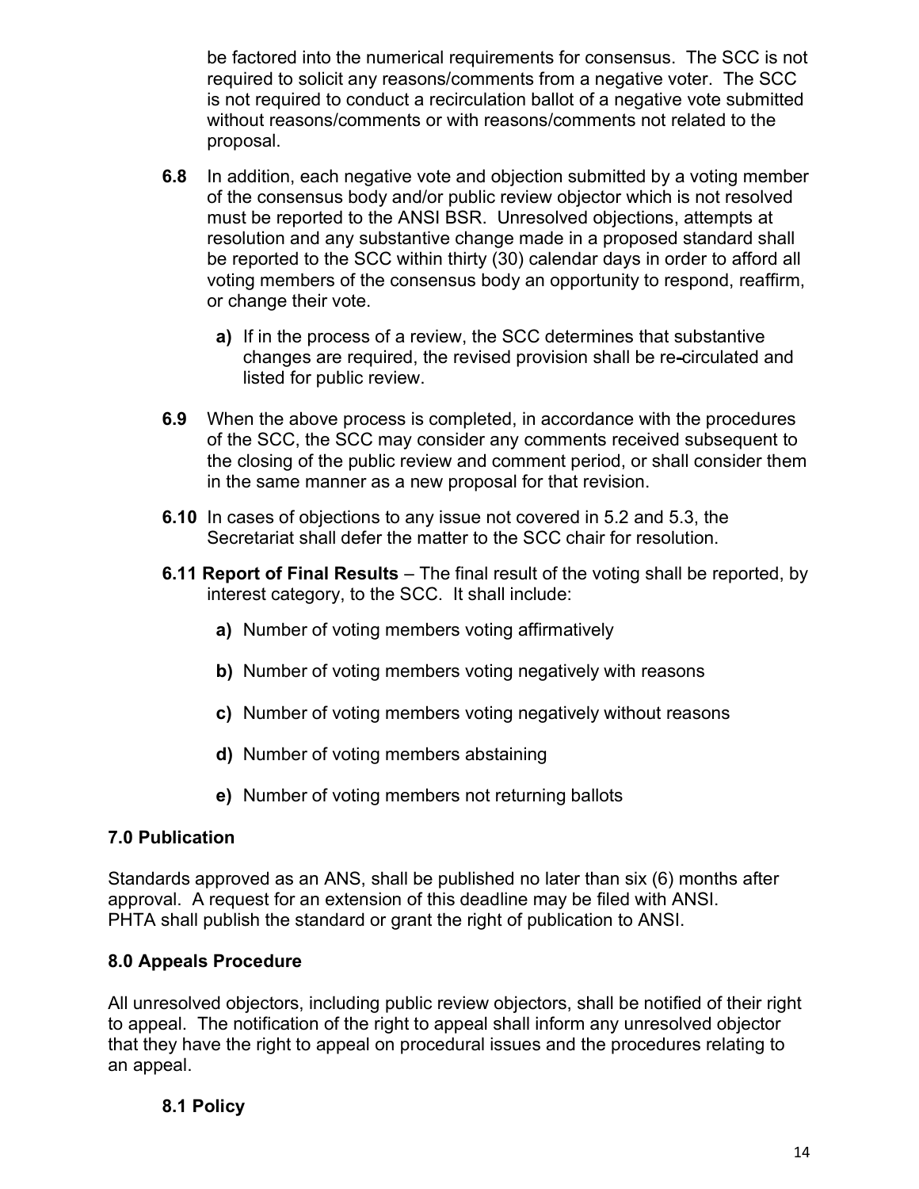be factored into the numerical requirements for consensus. The SCC is not required to solicit any reasons/comments from a negative voter. The SCC is not required to conduct a recirculation ballot of a negative vote submitted without reasons/comments or with reasons/comments not related to the proposal.

**6.8** In addition, each negative vote and objection submitted by a voting member of the consensus body and/or public review objector which is not resolved must be reported to the ANSI BSR. Unresolved objections, attempts at resolution and any substantive change made in a proposed standard shall be reported to the SCC within thirty (30) calendar days in order to afford all voting members of the consensus body an opportunity to respond, reaffirm, or change their vote.

- **a)** If in the process of a review, the SCC determines that substantive changes are required, the revised provision shall be re-circulated and listed for public review.

**6.9** When the above process is completed, in accordance with the procedures of the SCC, the SCC may consider any comments received subsequent to the closing of the public review and comment period, or shall consider them in the same manner as a new proposal for that revision.

**6.10** In cases of objections to any issue not covered in 5.2 and 5.3, the Secretariat shall defer the matter to the SCC chair for resolution.

**6.11 Report of Final Results** – The final result of the voting shall be reported, by interest category, to the SCC. It shall include:

- **a)** Number of voting members voting affirmatively
- **b)** Number of voting members voting negatively with reasons
- **c)** Number of voting members voting negatively without reasons
- **d)** Number of voting members abstaining
- **e)** Number of voting members not returning ballots

## 7.0 Publication

Standards approved as an ANS, shall be published no later than six (6) months after approval. A request for an extension of this deadline may be filed with ANSI. PHTA shall publish the standard or grant the right of publication to ANSI.

## 8.0 Appeals Procedure

All unresolved objectors, including public review objectors, shall be notified of their right to appeal. The notification of the right to appeal shall inform any unresolved objector that they have the right to appeal on procedural issues and the procedures relating to an appeal.

### 8.1 Policy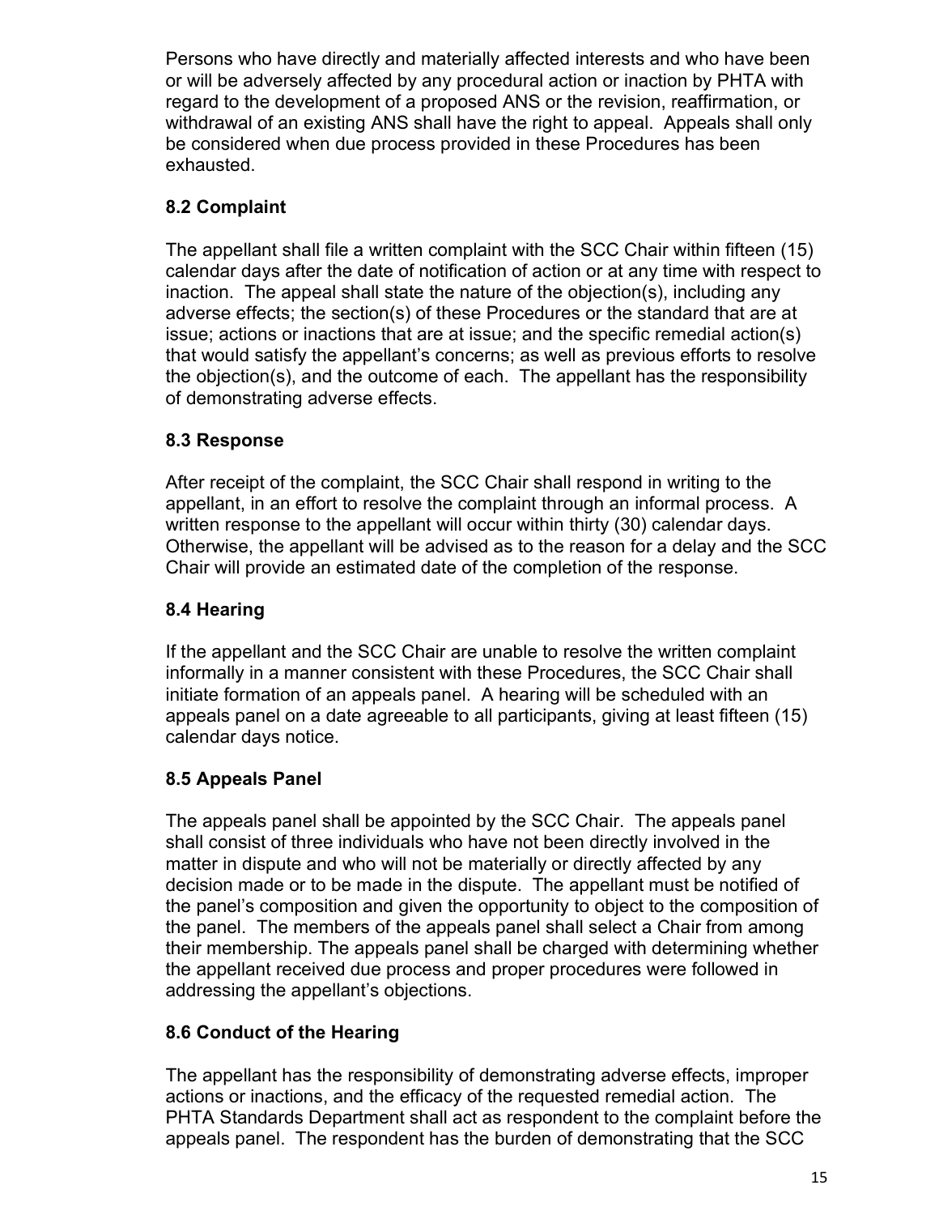Persons who have directly and materially affected interests and who have been or will be adversely affected by any procedural action or inaction by PHTA with regard to the development of a proposed ANS or the revision, reaffirmation, or withdrawal of an existing ANS shall have the right to appeal. Appeals shall only be considered when due process provided in these Procedures has been exhausted.

### 8.2 Complaint

The appellant shall file a written complaint with the SCC Chair within fifteen (15) calendar days after the date of notification of action or at any time with respect to inaction. The appeal shall state the nature of the objection(s), including any adverse effects; the section(s) of these Procedures or the standard that are at issue; actions or inactions that are at issue; and the specific remedial action(s) that would satisfy the appellant's concerns; as well as previous efforts to resolve the objection(s), and the outcome of each. The appellant has the responsibility of demonstrating adverse effects.

### 8.3 Response

After receipt of the complaint, the SCC Chair shall respond in writing to the appellant, in an effort to resolve the complaint through an informal process. A written response to the appellant will occur within thirty (30) calendar days. Otherwise, the appellant will be advised as to the reason for a delay and the SCC Chair will provide an estimated date of the completion of the response.

### 8.4 Hearing

If the appellant and the SCC Chair are unable to resolve the written complaint informally in a manner consistent with these Procedures, the SCC Chair shall initiate formation of an appeals panel. A hearing will be scheduled with an appeals panel on a date agreeable to all participants, giving at least fifteen (15) calendar days notice.

### 8.5 Appeals Panel

The appeals panel shall be appointed by the SCC Chair. The appeals panel shall consist of three individuals who have not been directly involved in the matter in dispute and who will not be materially or directly affected by any decision made or to be made in the dispute. The appellant must be notified of the panel's composition and given the opportunity to object to the composition of the panel. The members of the appeals panel shall select a Chair from among their membership. The appeals panel shall be charged with determining whether the appellant received due process and proper procedures were followed in addressing the appellant's objections.

### 8.6 Conduct of the Hearing

The appellant has the responsibility of demonstrating adverse effects, improper actions or inactions, and the efficacy of the requested remedial action. The PHTA Standards Department shall act as respondent to the complaint before the appeals panel. The respondent has the burden of demonstrating that the SCC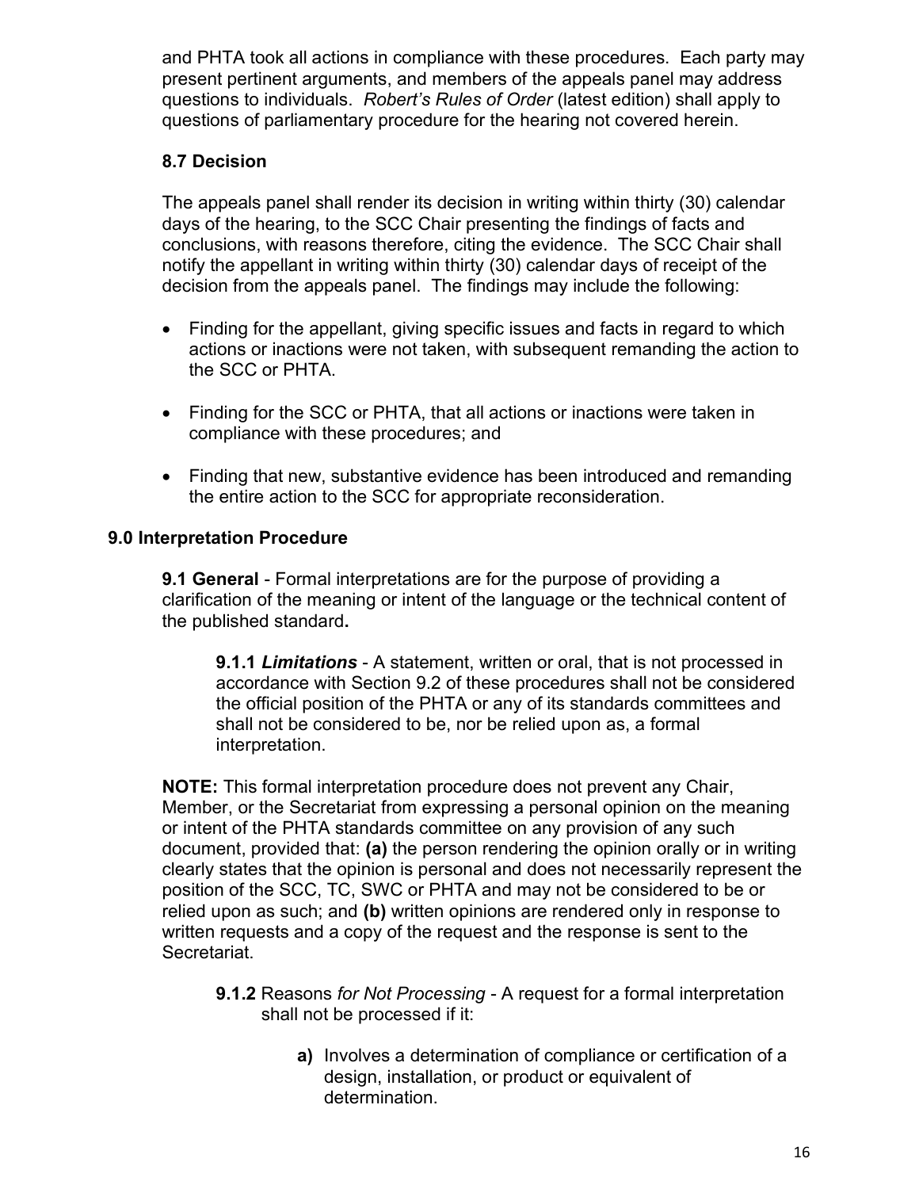and PHTA took all actions in compliance with these procedures. Each party may present pertinent arguments, and members of the appeals panel may address questions to individuals. *Robert's Rules of Order* (latest edition) shall apply to questions of parliamentary procedure for the hearing not covered herein.

### 8.7 Decision

The appeals panel shall render its decision in writing within thirty (30) calendar days of the hearing, to the SCC Chair presenting the findings of facts and conclusions, with reasons therefore, citing the evidence. The SCC Chair shall notify the appellant in writing within thirty (30) calendar days of receipt of the decision from the appeals panel. The findings may include the following:

- Finding for the appellant, giving specific issues and facts in regard to which actions or inactions were not taken, with subsequent remanding the action to the SCC or PHTA.
- Finding for the SCC or PHTA, that all actions or inactions were taken in compliance with these procedures; and
- Finding that new, substantive evidence has been introduced and remanding the entire action to the SCC for appropriate reconsideration.

## 9.0 Interpretation Procedure

**9.1 General** - Formal interpretations are for the purpose of providing a clarification of the meaning or intent of the language or the technical content of the published standard**.**

**9.1.1 *Limitations*** - A statement, written or oral, that is not processed in accordance with Section 9.2 of these procedures shall not be considered the official position of the PHTA or any of its standards committees and shall not be considered to be, nor be relied upon as, a formal interpretation.

**NOTE:** This formal interpretation procedure does not prevent any Chair, Member, or the Secretariat from expressing a personal opinion on the meaning or intent of the PHTA standards committee on any provision of any such document, provided that: **(a)** the person rendering the opinion orally or in writing clearly states that the opinion is personal and does not necessarily represent the position of the SCC, TC, SWC or PHTA and may not be considered to be or relied upon as such; and **(b)** written opinions are rendered only in response to written requests and a copy of the request and the response is sent to the Secretariat.

**9.1.2** Reasons *for Not Processing* - A request for a formal interpretation shall not be processed if it:

**a)** Involves a determination of compliance or certification of a design, installation, or product or equivalent of determination.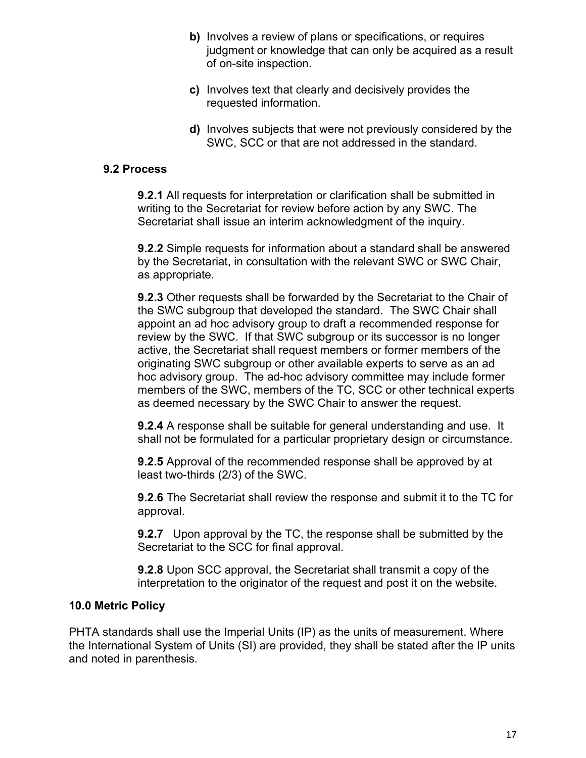**b)** Involves a review of plans or specifications, or requires judgment or knowledge that can only be acquired as a result of on-site inspection.

**c)** Involves text that clearly and decisively provides the requested information.

**d)** Involves subjects that were not previously considered by the SWC, SCC or that are not addressed in the standard.

### 9.2 Process

**9.2.1** All requests for interpretation or clarification shall be submitted in writing to the Secretariat for review before action by any SWC. The Secretariat shall issue an interim acknowledgment of the inquiry.

**9.2.2** Simple requests for information about a standard shall be answered by the Secretariat, in consultation with the relevant SWC or SWC Chair, as appropriate.

**9.2.3** Other requests shall be forwarded by the Secretariat to the Chair of the SWC subgroup that developed the standard. The SWC Chair shall appoint an ad hoc advisory group to draft a recommended response for review by the SWC. If that SWC subgroup or its successor is no longer active, the Secretariat shall request members or former members of the originating SWC subgroup or other available experts to serve as an ad hoc advisory group. The ad-hoc advisory committee may include former members of the SWC, members of the TC, SCC or other technical experts as deemed necessary by the SWC Chair to answer the request.

**9.2.4** A response shall be suitable for general understanding and use. It shall not be formulated for a particular proprietary design or circumstance.

**9.2.5** Approval of the recommended response shall be approved by at least two-thirds (2/3) of the SWC.

**9.2.6** The Secretariat shall review the response and submit it to the TC for approval.

**9.2.7** Upon approval by the TC, the response shall be submitted by the Secretariat to the SCC for final approval.

**9.2.8** Upon SCC approval, the Secretariat shall transmit a copy of the interpretation to the originator of the request and post it on the website.

## 10.0 Metric Policy

PHTA standards shall use the Imperial Units (IP) as the units of measurement. Where the International System of Units (SI) are provided, they shall be stated after the IP units and noted in parenthesis.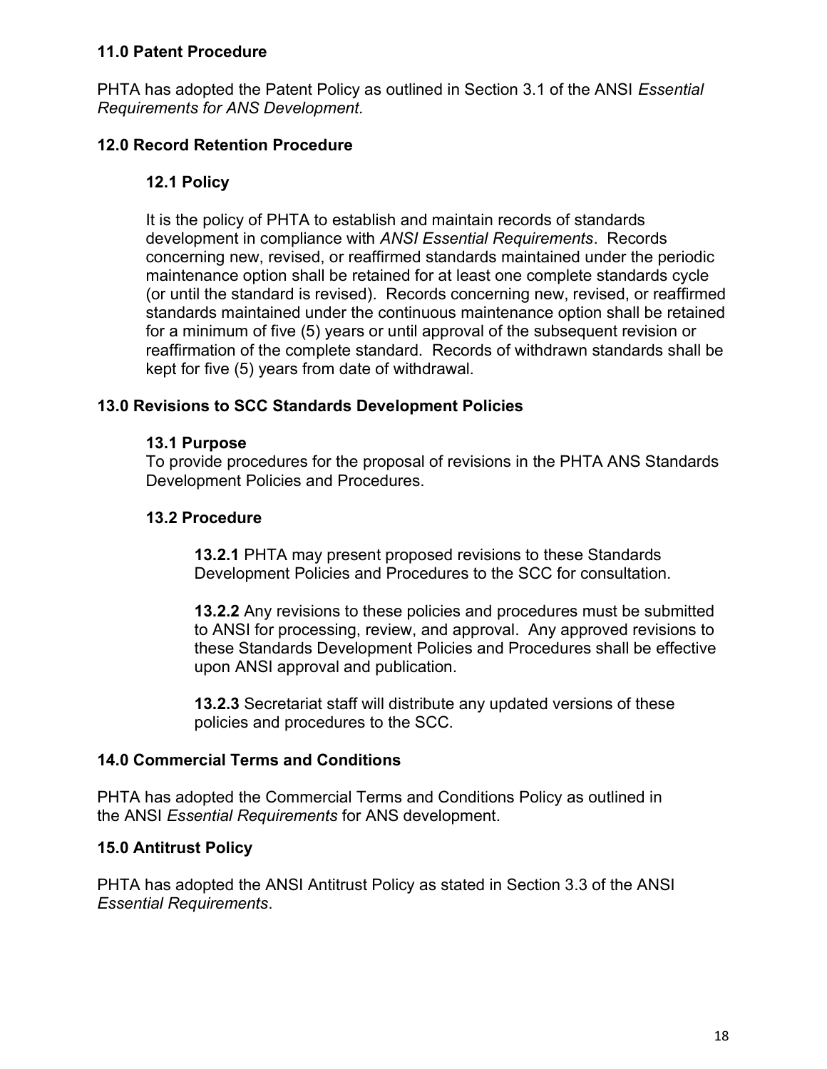## 11.0 Patent Procedure

PHTA has adopted the Patent Policy as outlined in Section 3.1 of the ANSI *Essential Requirements for ANS Development.*

## 12.0 Record Retention Procedure

### 12.1 Policy

It is the policy of PHTA to establish and maintain records of standards development in compliance with *ANSI Essential Requirements*. Records concerning new, revised, or reaffirmed standards maintained under the periodic maintenance option shall be retained for at least one complete standards cycle (or until the standard is revised). Records concerning new, revised, or reaffirmed standards maintained under the continuous maintenance option shall be retained for a minimum of five (5) years or until approval of the subsequent revision or reaffirmation of the complete standard. Records of withdrawn standards shall be kept for five (5) years from date of withdrawal.

## 13.0 Revisions to SCC Standards Development Policies

### 13.1 Purpose

To provide procedures for the proposal of revisions in the PHTA ANS Standards Development Policies and Procedures.

### 13.2 Procedure

**13.2.1** PHTA may present proposed revisions to these Standards Development Policies and Procedures to the SCC for consultation.

**13.2.2** Any revisions to these policies and procedures must be submitted to ANSI for processing, review, and approval. Any approved revisions to these Standards Development Policies and Procedures shall be effective upon ANSI approval and publication.

**13.2.3** Secretariat staff will distribute any updated versions of these policies and procedures to the SCC.

## 14.0 Commercial Terms and Conditions

PHTA has adopted the Commercial Terms and Conditions Policy as outlined in the ANSI *Essential Requirements* for ANS development.

## 15.0 Antitrust Policy

PHTA has adopted the ANSI Antitrust Policy as stated in Section 3.3 of the ANSI *Essential Requirements*.